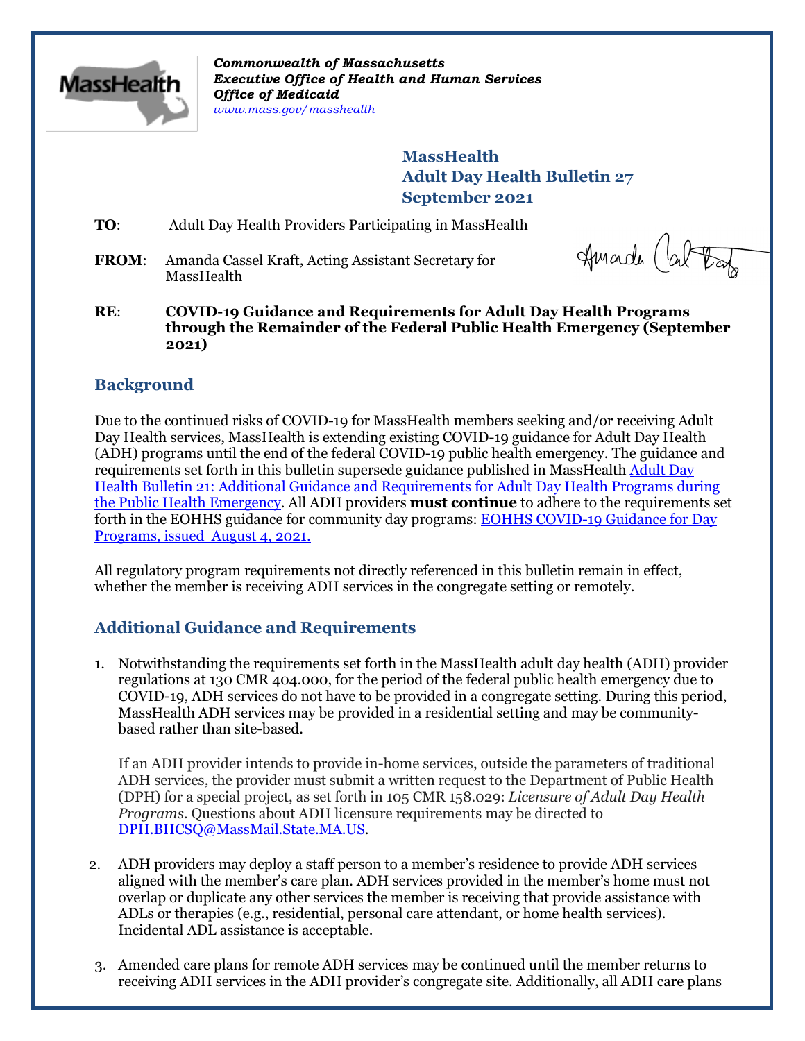*Commonwealth of Massachusetts*
***Executive Office of Health and Human Services***
***Office of Medicaid***
*www.mass.gov/masshealth*

**MassHealth**
**Adult Day Health Bulletin 27**
**September 2021**

**TO**: Adult Day Health Providers Participating in MassHealth

**FROM**: Amanda Cassel Kraft, Acting Assistant Secretary for MassHealth

**RE**: **COVID-19 Guidance and Requirements for Adult Day Health Programs through the Remainder of the Federal Public Health Emergency (September 2021)**

## Background

Due to the continued risks of COVID-19 for MassHealth members seeking and/or receiving Adult Day Health services, MassHealth is extending existing COVID-19 guidance for Adult Day Health (ADH) programs until the end of the federal COVID-19 public health emergency. The guidance and requirements set forth in this bulletin supersede guidance published in MassHealth Adult Day Health Bulletin 21: Additional Guidance and Requirements for Adult Day Health Programs during the Public Health Emergency. All ADH providers **must continue** to adhere to the requirements set forth in the EOHHS guidance for community day programs: EOHHS COVID-19 Guidance for Day Programs, issued August 4, 2021.

All regulatory program requirements not directly referenced in this bulletin remain in effect, whether the member is receiving ADH services in the congregate setting or remotely.

## Additional Guidance and Requirements

1. Notwithstanding the requirements set forth in the MassHealth adult day health (ADH) provider regulations at 130 CMR 404.000, for the period of the federal public health emergency due to COVID-19, ADH services do not have to be provided in a congregate setting. During this period, MassHealth ADH services may be provided in a residential setting and may be community-based rather than site-based.

   If an ADH provider intends to provide in-home services, outside the parameters of traditional ADH services, the provider must submit a written request to the Department of Public Health (DPH) for a special project, as set forth in 105 CMR 158.029: *Licensure of Adult Day Health Programs*. Questions about ADH licensure requirements may be directed to DPH.BHCSQ@MassMail.State.MA.US.

2. ADH providers may deploy a staff person to a member's residence to provide ADH services aligned with the member's care plan. ADH services provided in the member's home must not overlap or duplicate any other services the member is receiving that provide assistance with ADLs or therapies (e.g., residential, personal care attendant, or home health services). Incidental ADL assistance is acceptable.

3. Amended care plans for remote ADH services may be continued until the member returns to receiving ADH services in the ADH provider's congregate site. Additionally, all ADH care plans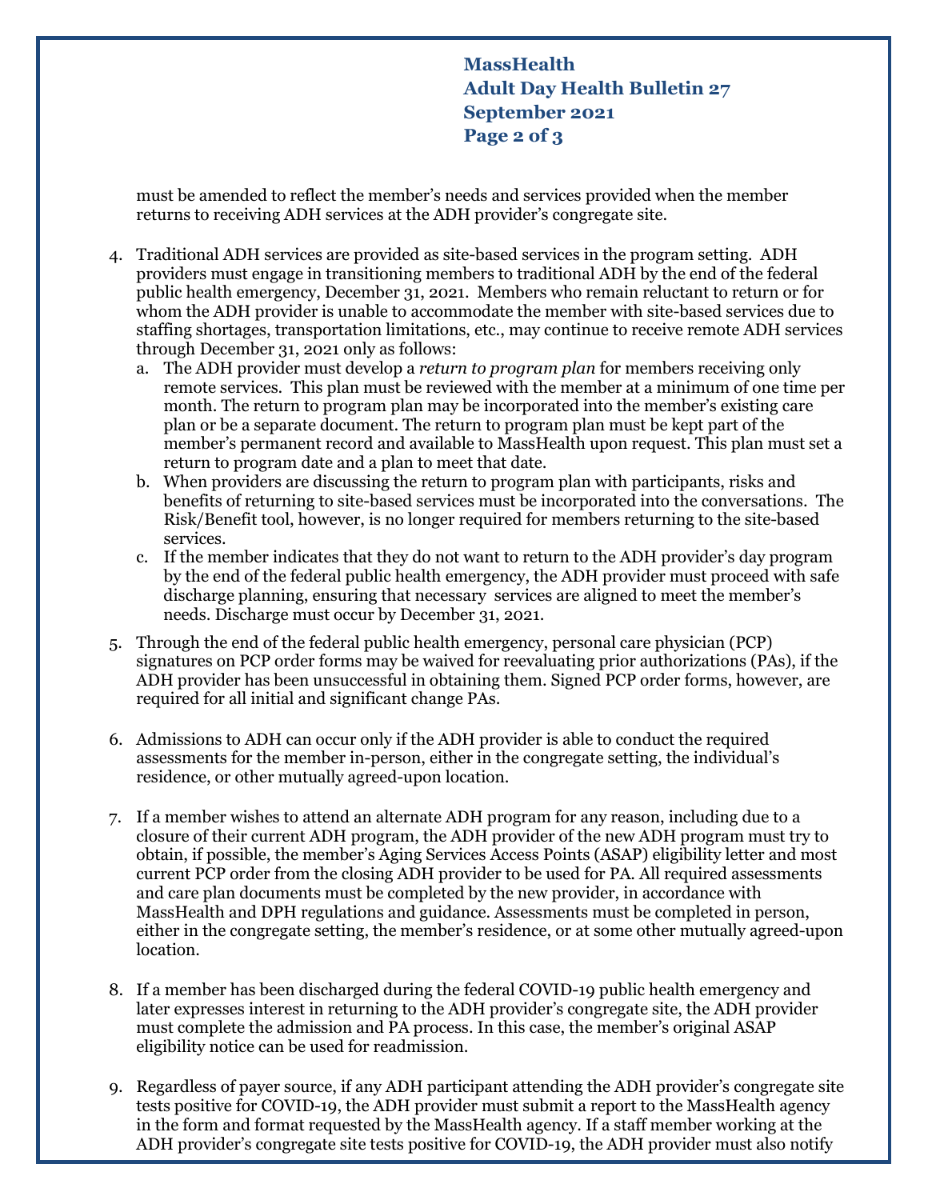must be amended to reflect the member's needs and services provided when the member returns to receiving ADH services at the ADH provider's congregate site.

4. Traditional ADH services are provided as site-based services in the program setting. ADH providers must engage in transitioning members to traditional ADH by the end of the federal public health emergency, December 31, 2021. Members who remain reluctant to return or for whom the ADH provider is unable to accommodate the member with site-based services due to staffing shortages, transportation limitations, etc., may continue to receive remote ADH services through December 31, 2021 only as follows:
   a. The ADH provider must develop a *return to program plan* for members receiving only remote services. This plan must be reviewed with the member at a minimum of one time per month. The return to program plan may be incorporated into the member's existing care plan or be a separate document. The return to program plan must be kept part of the member's permanent record and available to MassHealth upon request. This plan must set a return to program date and a plan to meet that date.
   b. When providers are discussing the return to program plan with participants, risks and benefits of returning to site-based services must be incorporated into the conversations. The Risk/Benefit tool, however, is no longer required for members returning to the site-based services.
   c. If the member indicates that they do not want to return to the ADH provider's day program by the end of the federal public health emergency, the ADH provider must proceed with safe discharge planning, ensuring that necessary services are aligned to meet the member's needs. Discharge must occur by December 31, 2021.

5. Through the end of the federal public health emergency, personal care physician (PCP) signatures on PCP order forms may be waived for reevaluating prior authorizations (PAs), if the ADH provider has been unsuccessful in obtaining them. Signed PCP order forms, however, are required for all initial and significant change PAs.

6. Admissions to ADH can occur only if the ADH provider is able to conduct the required assessments for the member in-person, either in the congregate setting, the individual's residence, or other mutually agreed-upon location.

7. If a member wishes to attend an alternate ADH program for any reason, including due to a closure of their current ADH program, the ADH provider of the new ADH program must try to obtain, if possible, the member's Aging Services Access Points (ASAP) eligibility letter and most current PCP order from the closing ADH provider to be used for PA. All required assessments and care plan documents must be completed by the new provider, in accordance with MassHealth and DPH regulations and guidance. Assessments must be completed in person, either in the congregate setting, the member's residence, or at some other mutually agreed-upon location.

8. If a member has been discharged during the federal COVID-19 public health emergency and later expresses interest in returning to the ADH provider's congregate site, the ADH provider must complete the admission and PA process. In this case, the member's original ASAP eligibility notice can be used for readmission.

9. Regardless of payer source, if any ADH participant attending the ADH provider's congregate site tests positive for COVID-19, the ADH provider must submit a report to the MassHealth agency in the form and format requested by the MassHealth agency. If a staff member working at the ADH provider's congregate site tests positive for COVID-19, the ADH provider must also notify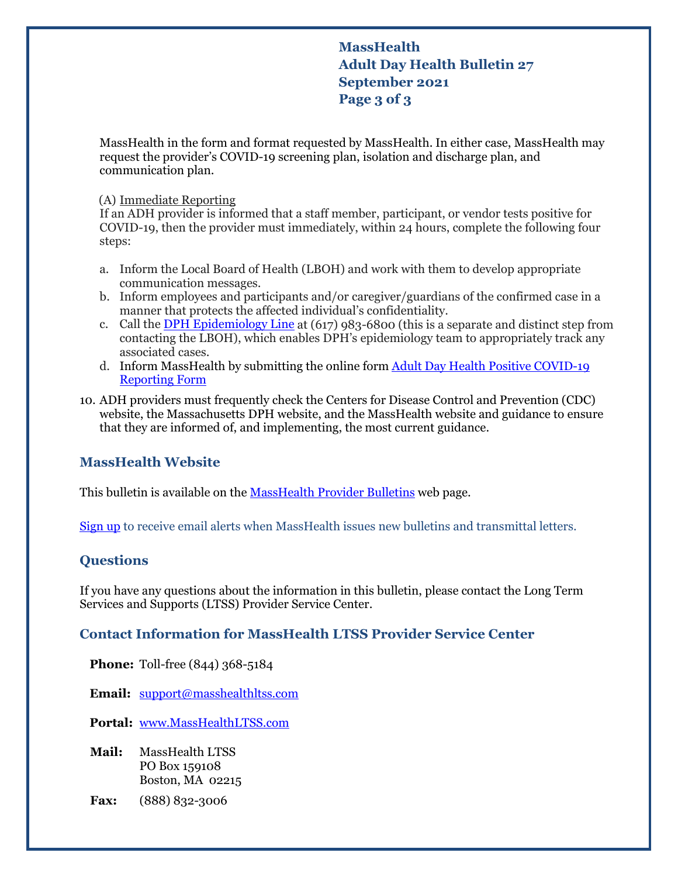MassHealth in the form and format requested by MassHealth. In either case, MassHealth may request the provider's COVID-19 screening plan, isolation and discharge plan, and communication plan.

(A) Immediate Reporting

If an ADH provider is informed that a staff member, participant, or vendor tests positive for COVID-19, then the provider must immediately, within 24 hours, complete the following four steps:

a. Inform the Local Board of Health (LBOH) and work with them to develop appropriate communication messages.
b. Inform employees and participants and/or caregiver/guardians of the confirmed case in a manner that protects the affected individual's confidentiality.
c. Call the DPH Epidemiology Line at (617) 983-6800 (this is a separate and distinct step from contacting the LBOH), which enables DPH's epidemiology team to appropriately track any associated cases.
d. Inform MassHealth by submitting the online form Adult Day Health Positive COVID-19 Reporting Form

10. ADH providers must frequently check the Centers for Disease Control and Prevention (CDC) website, the Massachusetts DPH website, and the MassHealth website and guidance to ensure that they are informed of, and implementing, the most current guidance.

## MassHealth Website

This bulletin is available on the MassHealth Provider Bulletins web page.

Sign up to receive email alerts when MassHealth issues new bulletins and transmittal letters.

## Questions

If you have any questions about the information in this bulletin, please contact the Long Term Services and Supports (LTSS) Provider Service Center.

## Contact Information for MassHealth LTSS Provider Service Center

**Phone:** Toll-free (844) 368-5184

**Email:** support@masshealthltss.com

**Portal:** www.MassHealthLTSS.com

**Mail:** MassHealth LTSS
PO Box 159108
Boston, MA 02215

**Fax:** (888) 832-3006